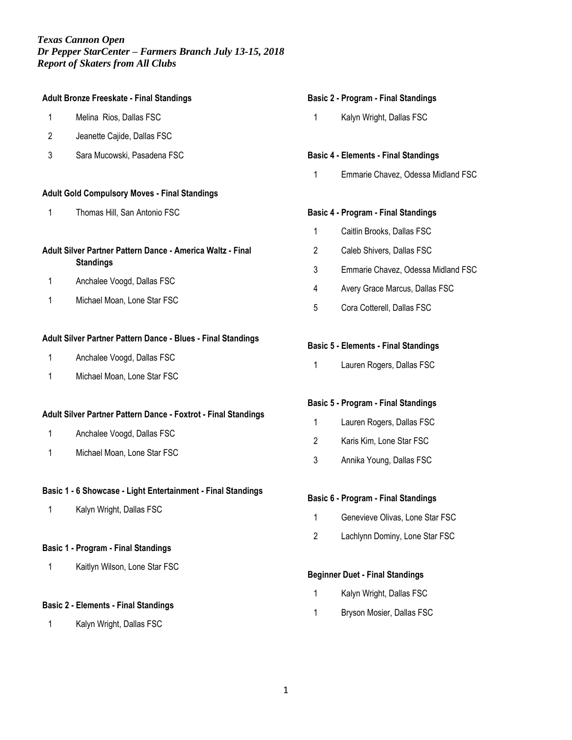*Texas Cannon Open*
*Dr Pepper StarCenter – Farmers Branch July 13-15, 2018*
*Report of Skaters from All Clubs*

**Adult Bronze Freeskate - Final Standings**

1 Melina Rios, Dallas FSC
2 Jeanette Cajide, Dallas FSC
3 Sara Mucowski, Pasadena FSC

**Adult Gold Compulsory Moves - Final Standings**

1 Thomas Hill, San Antonio FSC

**Adult Silver Partner Pattern Dance - America Waltz - Final Standings**

1 Anchalee Voogd, Dallas FSC
1 Michael Moan, Lone Star FSC

**Adult Silver Partner Pattern Dance - Blues - Final Standings**

1 Anchalee Voogd, Dallas FSC
1 Michael Moan, Lone Star FSC

**Adult Silver Partner Pattern Dance - Foxtrot - Final Standings**

1 Anchalee Voogd, Dallas FSC
1 Michael Moan, Lone Star FSC

**Basic 1 - 6 Showcase - Light Entertainment - Final Standings**

1 Kalyn Wright, Dallas FSC

**Basic 1 - Program - Final Standings**

1 Kaitlyn Wilson, Lone Star FSC

**Basic 2 - Elements - Final Standings**

1 Kalyn Wright, Dallas FSC

**Basic 2 - Program - Final Standings**

1 Kalyn Wright, Dallas FSC

**Basic 4 - Elements - Final Standings**

1 Emmarie Chavez, Odessa Midland FSC

**Basic 4 - Program - Final Standings**

1 Caitlin Brooks, Dallas FSC
2 Caleb Shivers, Dallas FSC
3 Emmarie Chavez, Odessa Midland FSC
4 Avery Grace Marcus, Dallas FSC
5 Cora Cotterell, Dallas FSC

**Basic 5 - Elements - Final Standings**

1 Lauren Rogers, Dallas FSC

**Basic 5 - Program - Final Standings**

1 Lauren Rogers, Dallas FSC
2 Karis Kim, Lone Star FSC
3 Annika Young, Dallas FSC

**Basic 6 - Program - Final Standings**

1 Genevieve Olivas, Lone Star FSC
2 Lachlynn Dominy, Lone Star FSC

**Beginner Duet - Final Standings**

1 Kalyn Wright, Dallas FSC
1 Bryson Mosier, Dallas FSC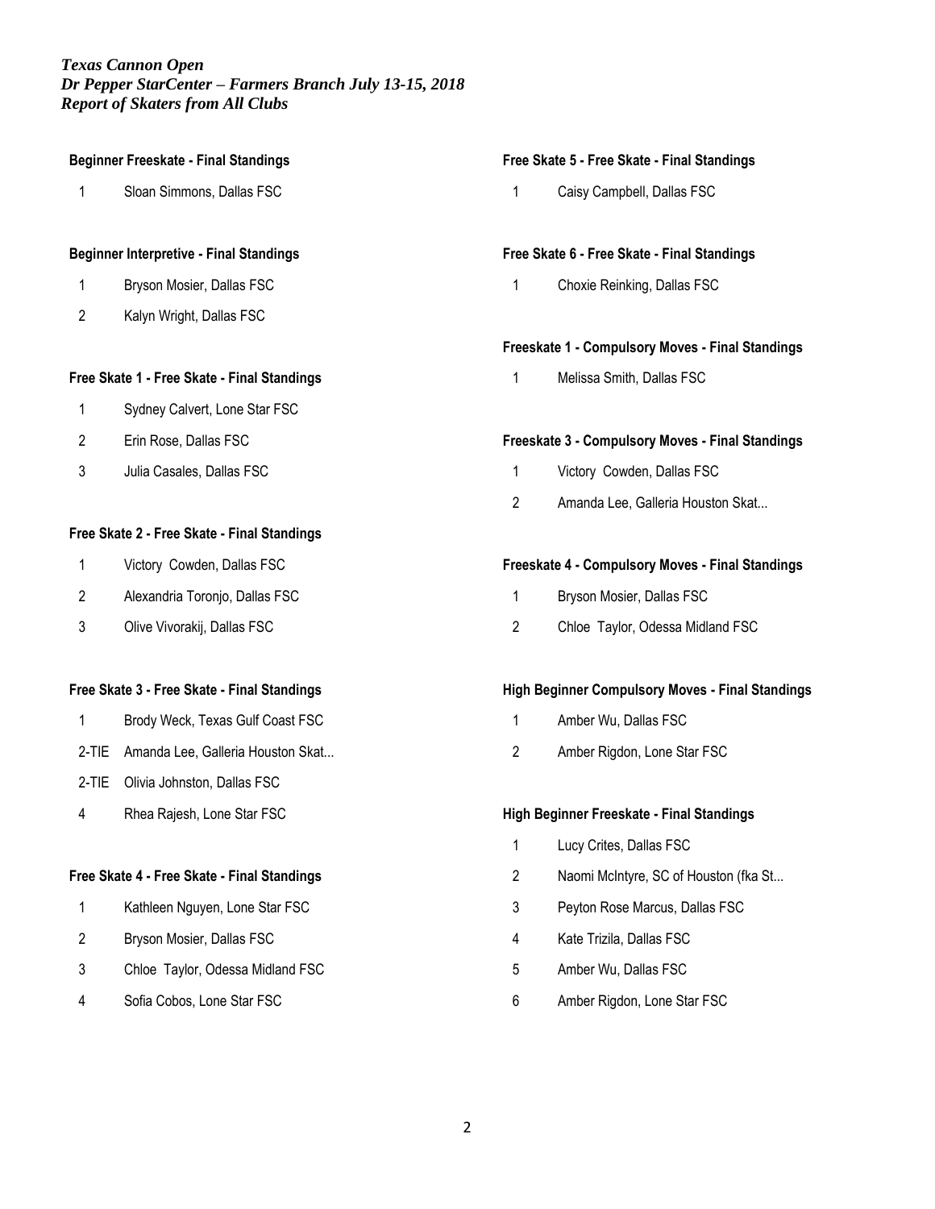*Texas Cannon Open*
*Dr Pepper StarCenter – Farmers Branch July 13-15, 2018*
*Report of Skaters from All Clubs*

**Beginner Freeskate - Final Standings**

1 Sloan Simmons, Dallas FSC

**Beginner Interpretive - Final Standings**

1 Bryson Mosier, Dallas FSC
2 Kalyn Wright, Dallas FSC

**Free Skate 1 - Free Skate - Final Standings**

1 Sydney Calvert, Lone Star FSC
2 Erin Rose, Dallas FSC
3 Julia Casales, Dallas FSC

**Free Skate 2 - Free Skate - Final Standings**

1 Victory Cowden, Dallas FSC
2 Alexandria Toronjo, Dallas FSC
3 Olive Vivorakij, Dallas FSC

**Free Skate 3 - Free Skate - Final Standings**

1 Brody Weck, Texas Gulf Coast FSC
2-TIE Amanda Lee, Galleria Houston Skat...
2-TIE Olivia Johnston, Dallas FSC
4 Rhea Rajesh, Lone Star FSC

**Free Skate 4 - Free Skate - Final Standings**

1 Kathleen Nguyen, Lone Star FSC
2 Bryson Mosier, Dallas FSC
3 Chloe Taylor, Odessa Midland FSC
4 Sofia Cobos, Lone Star FSC

**Free Skate 5 - Free Skate - Final Standings**

1 Caisy Campbell, Dallas FSC

**Free Skate 6 - Free Skate - Final Standings**

1 Choxie Reinking, Dallas FSC

**Freeskate 1 - Compulsory Moves - Final Standings**

1 Melissa Smith, Dallas FSC

**Freeskate 3 - Compulsory Moves - Final Standings**

1 Victory Cowden, Dallas FSC
2 Amanda Lee, Galleria Houston Skat...

**Freeskate 4 - Compulsory Moves - Final Standings**

1 Bryson Mosier, Dallas FSC
2 Chloe Taylor, Odessa Midland FSC

**High Beginner Compulsory Moves - Final Standings**

1 Amber Wu, Dallas FSC
2 Amber Rigdon, Lone Star FSC

**High Beginner Freeskate - Final Standings**

1 Lucy Crites, Dallas FSC
2 Naomi McIntyre, SC of Houston (fka St...
3 Peyton Rose Marcus, Dallas FSC
4 Kate Trizila, Dallas FSC
5 Amber Wu, Dallas FSC
6 Amber Rigdon, Lone Star FSC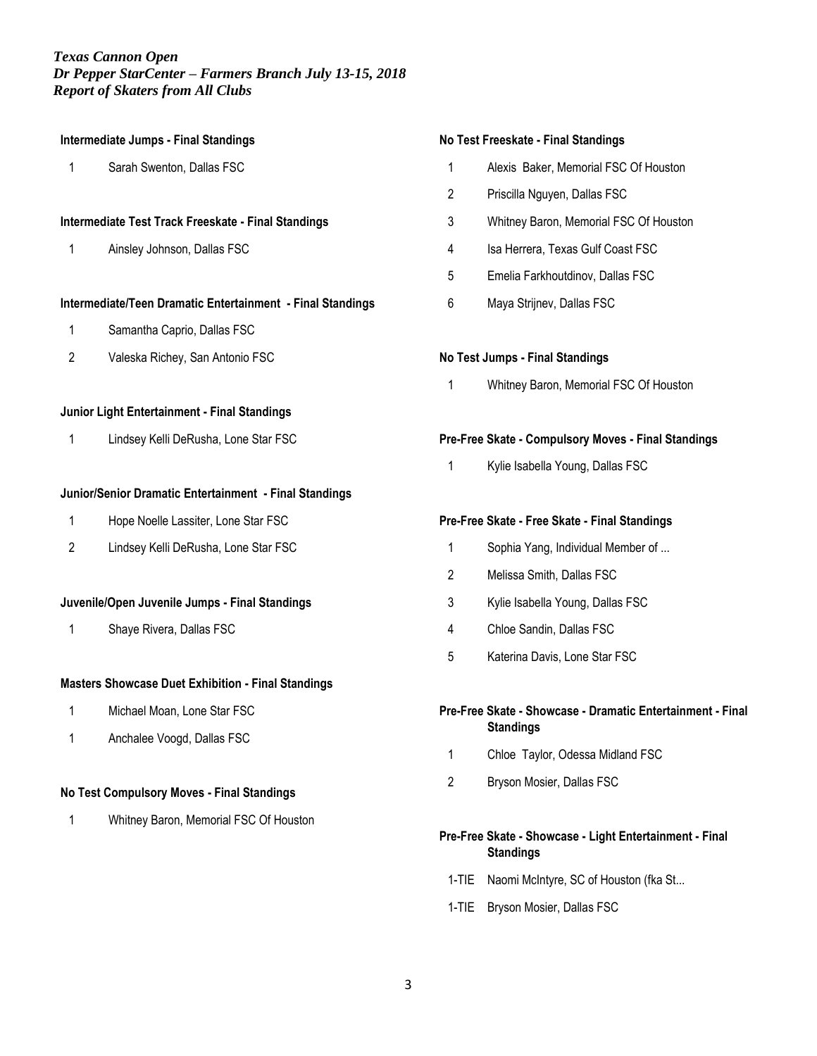*Texas Cannon Open*
*Dr Pepper StarCenter – Farmers Branch July 13-15, 2018*
*Report of Skaters from All Clubs*

**Intermediate Jumps - Final Standings**

1 Sarah Swenton, Dallas FSC

**Intermediate Test Track Freeskate - Final Standings**

1 Ainsley Johnson, Dallas FSC

**Intermediate/Teen Dramatic Entertainment - Final Standings**

1 Samantha Caprio, Dallas FSC
2 Valeska Richey, San Antonio FSC

**Junior Light Entertainment - Final Standings**

1 Lindsey Kelli DeRusha, Lone Star FSC

**Junior/Senior Dramatic Entertainment - Final Standings**

1 Hope Noelle Lassiter, Lone Star FSC
2 Lindsey Kelli DeRusha, Lone Star FSC

**Juvenile/Open Juvenile Jumps - Final Standings**

1 Shaye Rivera, Dallas FSC

**Masters Showcase Duet Exhibition - Final Standings**

1 Michael Moan, Lone Star FSC
1 Anchalee Voogd, Dallas FSC

**No Test Compulsory Moves - Final Standings**

1 Whitney Baron, Memorial FSC Of Houston

**No Test Freeskate - Final Standings**

1 Alexis Baker, Memorial FSC Of Houston
2 Priscilla Nguyen, Dallas FSC
3 Whitney Baron, Memorial FSC Of Houston
4 Isa Herrera, Texas Gulf Coast FSC
5 Emelia Farkhoutdinov, Dallas FSC
6 Maya Strijnev, Dallas FSC

**No Test Jumps - Final Standings**

1 Whitney Baron, Memorial FSC Of Houston

**Pre-Free Skate - Compulsory Moves - Final Standings**

1 Kylie Isabella Young, Dallas FSC

**Pre-Free Skate - Free Skate - Final Standings**

1 Sophia Yang, Individual Member of ...
2 Melissa Smith, Dallas FSC
3 Kylie Isabella Young, Dallas FSC
4 Chloe Sandin, Dallas FSC
5 Katerina Davis, Lone Star FSC

**Pre-Free Skate - Showcase - Dramatic Entertainment - Final Standings**

1 Chloe Taylor, Odessa Midland FSC
2 Bryson Mosier, Dallas FSC

**Pre-Free Skate - Showcase - Light Entertainment - Final Standings**

1-TIE Naomi McIntyre, SC of Houston (fka St...
1-TIE Bryson Mosier, Dallas FSC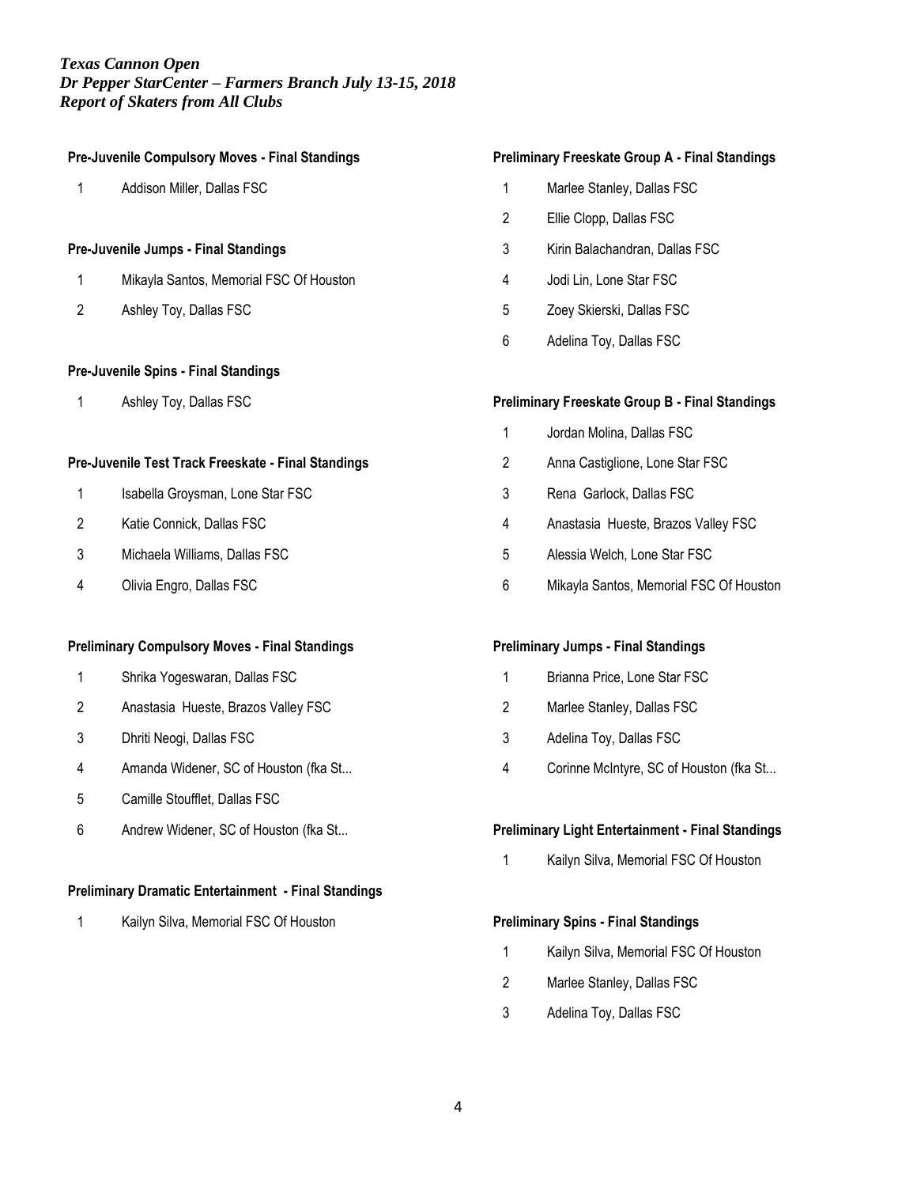*Texas Cannon Open*
*Dr Pepper StarCenter – Farmers Branch July 13-15, 2018*
*Report of Skaters from All Clubs*

**Pre-Juvenile Compulsory Moves - Final Standings**

1 Addison Miller, Dallas FSC

**Pre-Juvenile Jumps - Final Standings**

1 Mikayla Santos, Memorial FSC Of Houston
2 Ashley Toy, Dallas FSC

**Pre-Juvenile Spins - Final Standings**

1 Ashley Toy, Dallas FSC

**Pre-Juvenile Test Track Freeskate - Final Standings**

1 Isabella Groysman, Lone Star FSC
2 Katie Connick, Dallas FSC
3 Michaela Williams, Dallas FSC
4 Olivia Engro, Dallas FSC

**Preliminary Compulsory Moves - Final Standings**

1 Shrika Yogeswaran, Dallas FSC
2 Anastasia Hueste, Brazos Valley FSC
3 Dhriti Neogi, Dallas FSC
4 Amanda Widener, SC of Houston (fka St...
5 Camille Stoufflet, Dallas FSC
6 Andrew Widener, SC of Houston (fka St...

**Preliminary Dramatic Entertainment - Final Standings**

1 Kailyn Silva, Memorial FSC Of Houston

**Preliminary Freeskate Group A - Final Standings**

1 Marlee Stanley, Dallas FSC
2 Ellie Clopp, Dallas FSC
3 Kirin Balachandran, Dallas FSC
4 Jodi Lin, Lone Star FSC
5 Zoey Skierski, Dallas FSC
6 Adelina Toy, Dallas FSC

**Preliminary Freeskate Group B - Final Standings**

1 Jordan Molina, Dallas FSC
2 Anna Castiglione, Lone Star FSC
3 Rena Garlock, Dallas FSC
4 Anastasia Hueste, Brazos Valley FSC
5 Alessia Welch, Lone Star FSC
6 Mikayla Santos, Memorial FSC Of Houston

**Preliminary Jumps - Final Standings**

1 Brianna Price, Lone Star FSC
2 Marlee Stanley, Dallas FSC
3 Adelina Toy, Dallas FSC
4 Corinne McIntyre, SC of Houston (fka St...

**Preliminary Light Entertainment - Final Standings**

1 Kailyn Silva, Memorial FSC Of Houston

**Preliminary Spins - Final Standings**

1 Kailyn Silva, Memorial FSC Of Houston
2 Marlee Stanley, Dallas FSC
3 Adelina Toy, Dallas FSC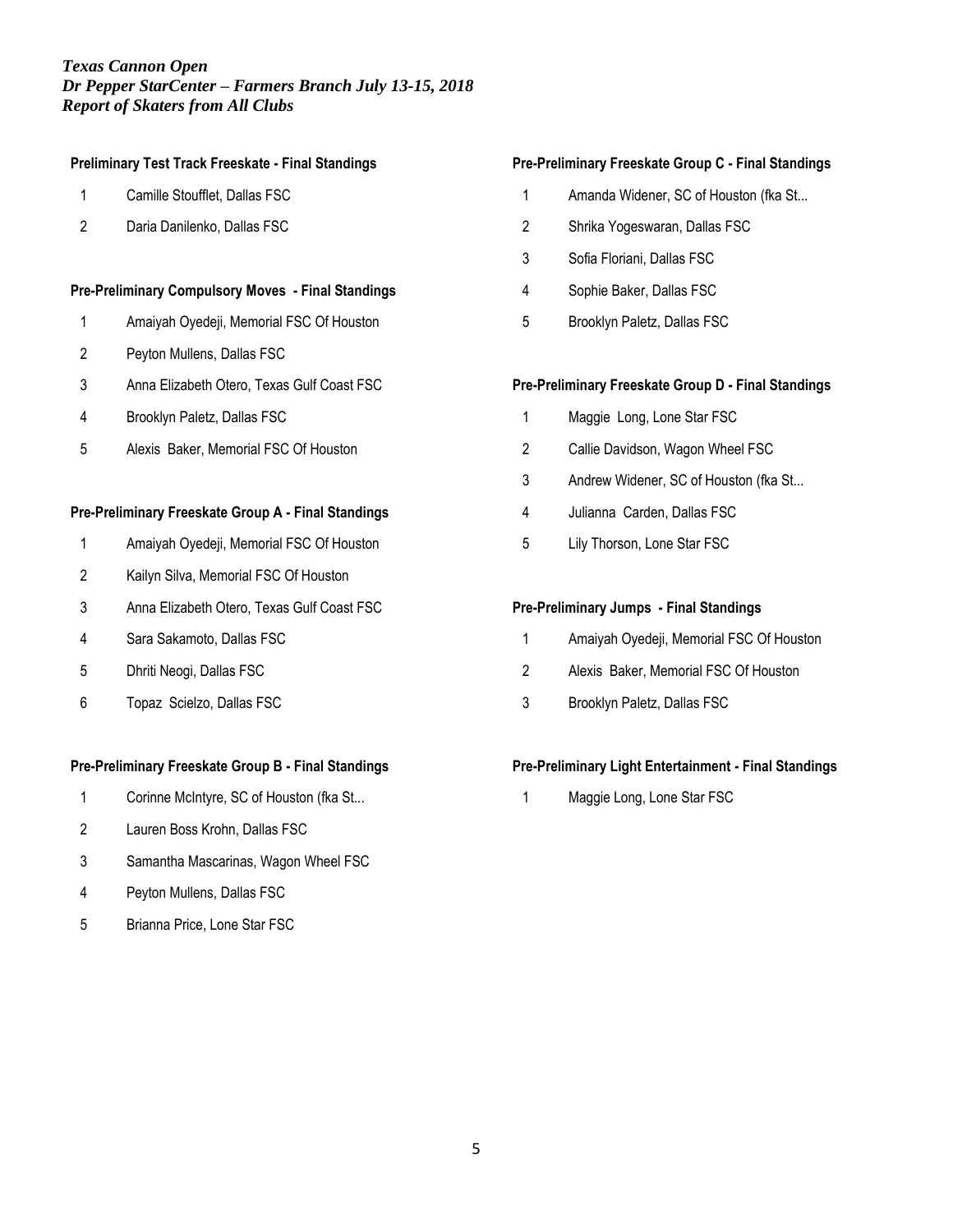*Texas Cannon Open*
*Dr Pepper StarCenter – Farmers Branch July 13-15, 2018*
*Report of Skaters from All Clubs*

**Preliminary Test Track Freeskate - Final Standings**

1 Camille Stoufflet, Dallas FSC
2 Daria Danilenko, Dallas FSC

**Pre-Preliminary Compulsory Moves - Final Standings**

1 Amaiyah Oyedeji, Memorial FSC Of Houston
2 Peyton Mullens, Dallas FSC
3 Anna Elizabeth Otero, Texas Gulf Coast FSC
4 Brooklyn Paletz, Dallas FSC
5 Alexis Baker, Memorial FSC Of Houston

**Pre-Preliminary Freeskate Group A - Final Standings**

1 Amaiyah Oyedeji, Memorial FSC Of Houston
2 Kailyn Silva, Memorial FSC Of Houston
3 Anna Elizabeth Otero, Texas Gulf Coast FSC
4 Sara Sakamoto, Dallas FSC
5 Dhriti Neogi, Dallas FSC
6 Topaz Scielzo, Dallas FSC

**Pre-Preliminary Freeskate Group B - Final Standings**

1 Corinne McIntyre, SC of Houston (fka St...
2 Lauren Boss Krohn, Dallas FSC
3 Samantha Mascarinas, Wagon Wheel FSC
4 Peyton Mullens, Dallas FSC
5 Brianna Price, Lone Star FSC

**Pre-Preliminary Freeskate Group C - Final Standings**

1 Amanda Widener, SC of Houston (fka St...
2 Shrika Yogeswaran, Dallas FSC
3 Sofia Floriani, Dallas FSC
4 Sophie Baker, Dallas FSC
5 Brooklyn Paletz, Dallas FSC

**Pre-Preliminary Freeskate Group D - Final Standings**

1 Maggie Long, Lone Star FSC
2 Callie Davidson, Wagon Wheel FSC
3 Andrew Widener, SC of Houston (fka St...
4 Julianna Carden, Dallas FSC
5 Lily Thorson, Lone Star FSC

**Pre-Preliminary Jumps - Final Standings**

1 Amaiyah Oyedeji, Memorial FSC Of Houston
2 Alexis Baker, Memorial FSC Of Houston
3 Brooklyn Paletz, Dallas FSC

**Pre-Preliminary Light Entertainment - Final Standings**

1 Maggie Long, Lone Star FSC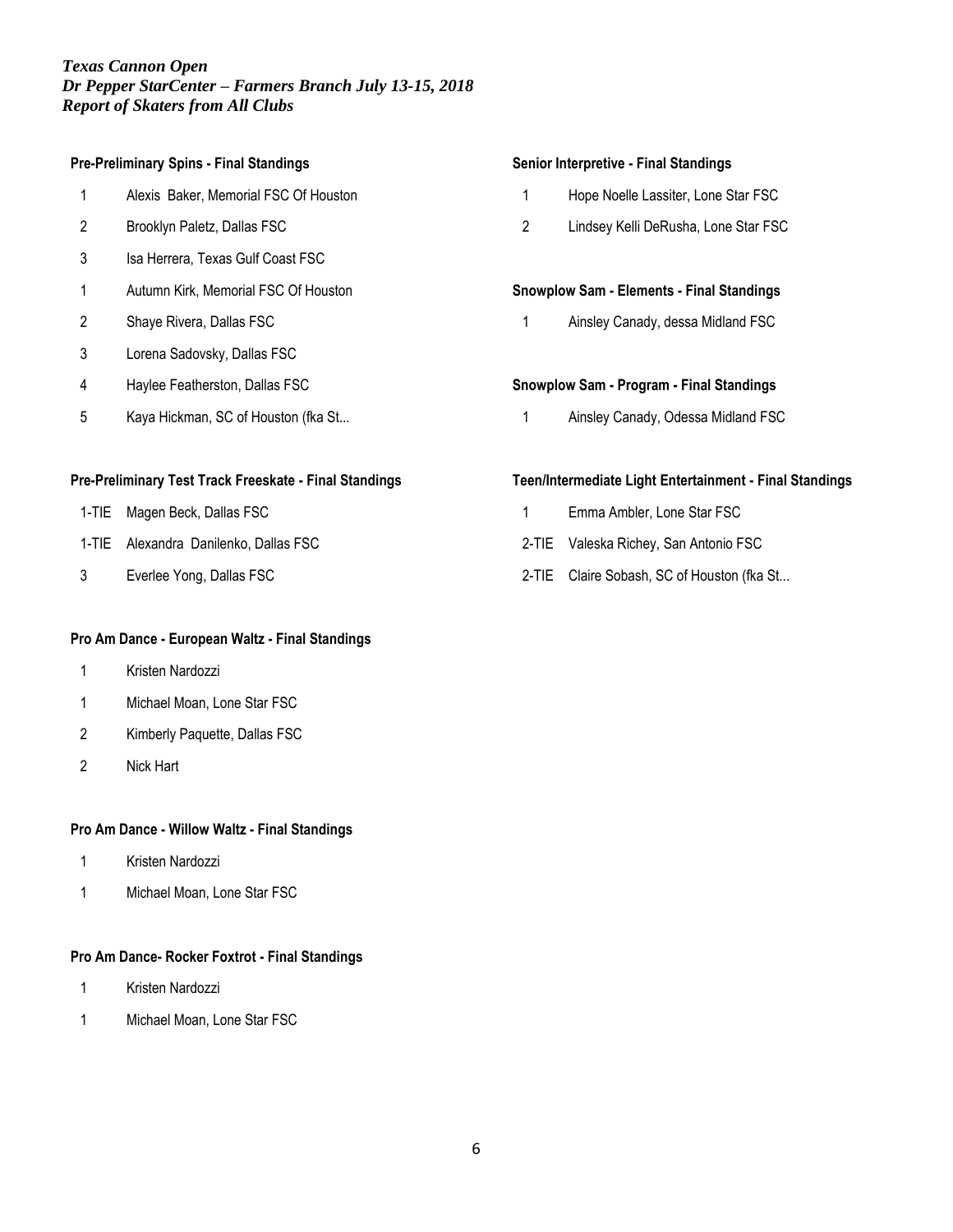*Texas Cannon Open*
*Dr Pepper StarCenter – Farmers Branch July 13-15, 2018*
*Report of Skaters from All Clubs*

**Pre-Preliminary Spins - Final Standings**

| | |
|---|---|
| 1 | Alexis Baker, Memorial FSC Of Houston |
| 2 | Brooklyn Paletz, Dallas FSC |
| 3 | Isa Herrera, Texas Gulf Coast FSC |
| 1 | Autumn Kirk, Memorial FSC Of Houston |
| 2 | Shaye Rivera, Dallas FSC |
| 3 | Lorena Sadovsky, Dallas FSC |
| 4 | Haylee Featherston, Dallas FSC |
| 5 | Kaya Hickman, SC of Houston (fka St... |

**Pre-Preliminary Test Track Freeskate - Final Standings**

| | |
|---|---|
| 1-TIE | Magen Beck, Dallas FSC |
| 1-TIE | Alexandra Danilenko, Dallas FSC |
| 3 | Everlee Yong, Dallas FSC |

**Pro Am Dance - European Waltz - Final Standings**

| | |
|---|---|
| 1 | Kristen Nardozzi |
| 1 | Michael Moan, Lone Star FSC |
| 2 | Kimberly Paquette, Dallas FSC |
| 2 | Nick Hart |

**Pro Am Dance - Willow Waltz - Final Standings**

| | |
|---|---|
| 1 | Kristen Nardozzi |
| 1 | Michael Moan, Lone Star FSC |

**Pro Am Dance- Rocker Foxtrot - Final Standings**

| | |
|---|---|
| 1 | Kristen Nardozzi |
| 1 | Michael Moan, Lone Star FSC |

**Senior Interpretive - Final Standings**

| | |
|---|---|
| 1 | Hope Noelle Lassiter, Lone Star FSC |
| 2 | Lindsey Kelli DeRusha, Lone Star FSC |

**Snowplow Sam - Elements - Final Standings**

| | |
|---|---|
| 1 | Ainsley Canady, dessa Midland FSC |

**Snowplow Sam - Program - Final Standings**

| | |
|---|---|
| 1 | Ainsley Canady, Odessa Midland FSC |

**Teen/Intermediate Light Entertainment - Final Standings**

| | |
|---|---|
| 1 | Emma Ambler, Lone Star FSC |
| 2-TIE | Valeska Richey, San Antonio FSC |
| 2-TIE | Claire Sobash, SC of Houston (fka St... |